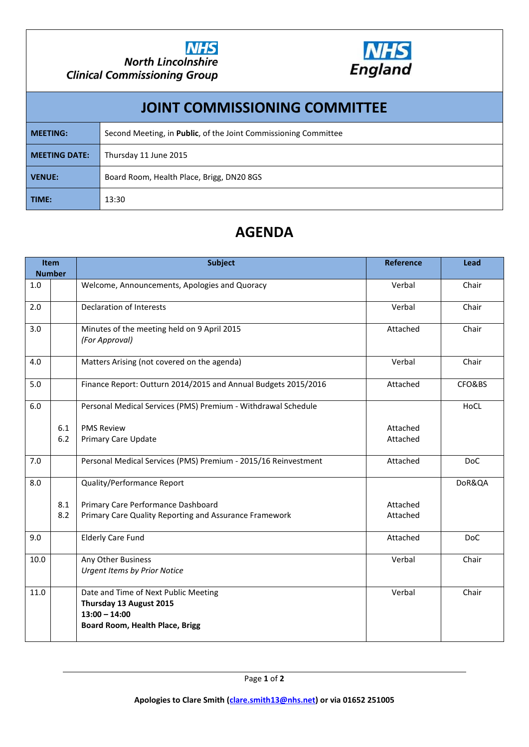NHS North Lincolnshire Clinical Commissioning Group

NHS England

# JOINT COMMISSIONING COMMITTEE

| | |
|---|---|
| **MEETING:** | Second Meeting, in **Public**, of the Joint Commissioning Committee |
| **MEETING DATE:** | Thursday 11 June 2015 |
| **VENUE:** | Board Room, Health Place, Brigg, DN20 8GS |
| **TIME:** | 13:30 |

# AGENDA

| Item Number | | Subject | Reference | Lead |
|---|---|---|---|---|
| 1.0 | | Welcome, Announcements, Apologies and Quoracy | Verbal | Chair |
| 2.0 | | Declaration of Interests | Verbal | Chair |
| 3.0 | | Minutes of the meeting held on 9 April 2015<br>*(For Approval)* | Attached | Chair |
| 4.0 | | Matters Arising (not covered on the agenda) | Verbal | Chair |
| 5.0 | | Finance Report: Outturn 2014/2015 and Annual Budgets 2015/2016 | Attached | CFO&BS |
| 6.0 | | Personal Medical Services (PMS) Premium - Withdrawal Schedule | | HoCL |
| | 6.1 | PMS Review | Attached | |
| | 6.2 | Primary Care Update | Attached | |
| 7.0 | | Personal Medical Services (PMS) Premium - 2015/16 Reinvestment | Attached | DoC |
| 8.0 | | Quality/Performance Report | | DoR&QA |
| | 8.1 | Primary Care Performance Dashboard | Attached | |
| | 8.2 | Primary Care Quality Reporting and Assurance Framework | Attached | |
| 9.0 | | Elderly Care Fund | Attached | DoC |
| 10.0 | | Any Other Business<br>*Urgent Items by Prior Notice* | Verbal | Chair |
| 11.0 | | Date and Time of Next Public Meeting<br>**Thursday 13 August 2015**<br>**13:00 – 14:00**<br>**Board Room, Health Place, Brigg** | Verbal | Chair |

**Apologies to Clare Smith (clare.smith13@nhs.net) or via 01652 251005**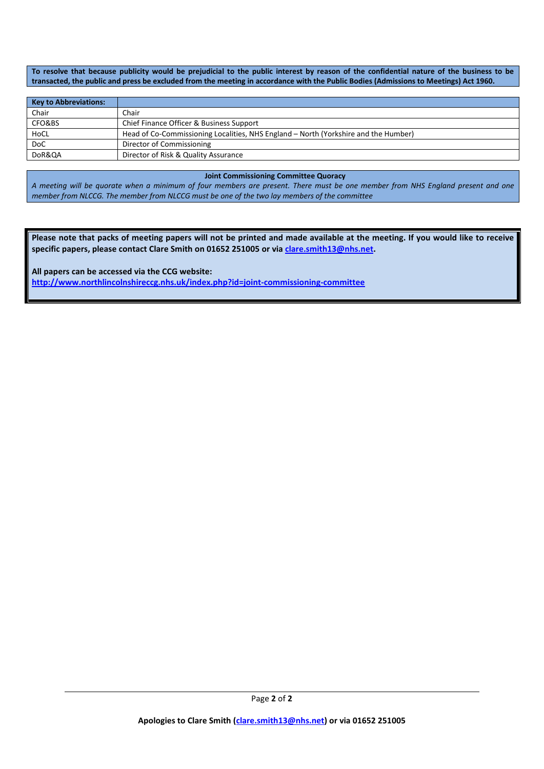**To resolve that because publicity would be prejudicial to the public interest by reason of the confidential nature of the business to be transacted, the public and press be excluded from the meeting in accordance with the Public Bodies (Admissions to Meetings) Act 1960.**

| **Key to Abbreviations:** | |
|---|---|
| Chair | Chair |
| CFO&BS | Chief Finance Officer & Business Support |
| HoCL | Head of Co-Commissioning Localities, NHS England – North (Yorkshire and the Humber) |
| DoC | Director of Commissioning |
| DoR&QA | Director of Risk & Quality Assurance |

**Joint Commissioning Committee Quoracy**

*A meeting will be quorate when a minimum of four members are present. There must be one member from NHS England present and one member from NLCCG. The member from NLCCG must be one of the two lay members of the committee*

**Please note that packs of meeting papers will not be printed and made available at the meeting. If you would like to receive specific papers, please contact Clare Smith on 01652 251005 or via clare.smith13@nhs.net.**

**All papers can be accessed via the CCG website:**
**http://www.northlincolnshireccg.nhs.uk/index.php?id=joint-commissioning-committee**

**Apologies to Clare Smith (clare.smith13@nhs.net) or via 01652 251005**